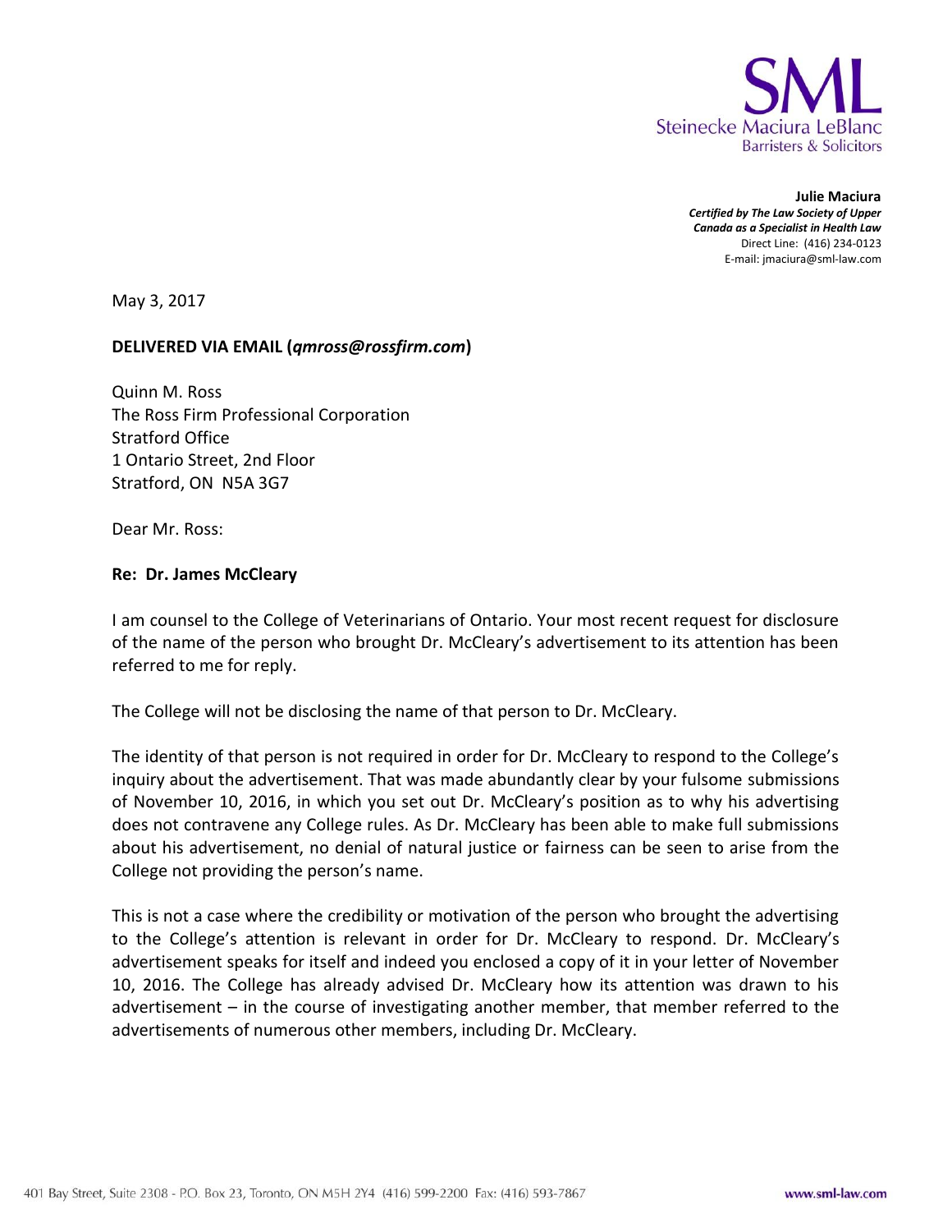SML
Steinecke Maciura LeBlanc
Barristers & Solicitors

**Julie Maciura**
***Certified by The Law Society of Upper Canada as a Specialist in Health Law***
Direct Line: (416) 234-0123
E-mail: jmaciura@sml-law.com

May 3, 2017

**DELIVERED VIA EMAIL (*qmross@rossfirm.com*)**

Quinn M. Ross
The Ross Firm Professional Corporation
Stratford Office
1 Ontario Street, 2nd Floor
Stratford, ON N5A 3G7

Dear Mr. Ross:

**Re: Dr. James McCleary**

I am counsel to the College of Veterinarians of Ontario. Your most recent request for disclosure of the name of the person who brought Dr. McCleary's advertisement to its attention has been referred to me for reply.

The College will not be disclosing the name of that person to Dr. McCleary.

The identity of that person is not required in order for Dr. McCleary to respond to the College's inquiry about the advertisement. That was made abundantly clear by your fulsome submissions of November 10, 2016, in which you set out Dr. McCleary's position as to why his advertising does not contravene any College rules. As Dr. McCleary has been able to make full submissions about his advertisement, no denial of natural justice or fairness can be seen to arise from the College not providing the person's name.

This is not a case where the credibility or motivation of the person who brought the advertising to the College's attention is relevant in order for Dr. McCleary to respond. Dr. McCleary's advertisement speaks for itself and indeed you enclosed a copy of it in your letter of November 10, 2016. The College has already advised Dr. McCleary how its attention was drawn to his advertisement – in the course of investigating another member, that member referred to the advertisements of numerous other members, including Dr. McCleary.

401 Bay Street, Suite 2308 - P.O. Box 23, Toronto, ON M5H 2Y4 (416) 599-2200 Fax: (416) 593-7867 www.sml-law.com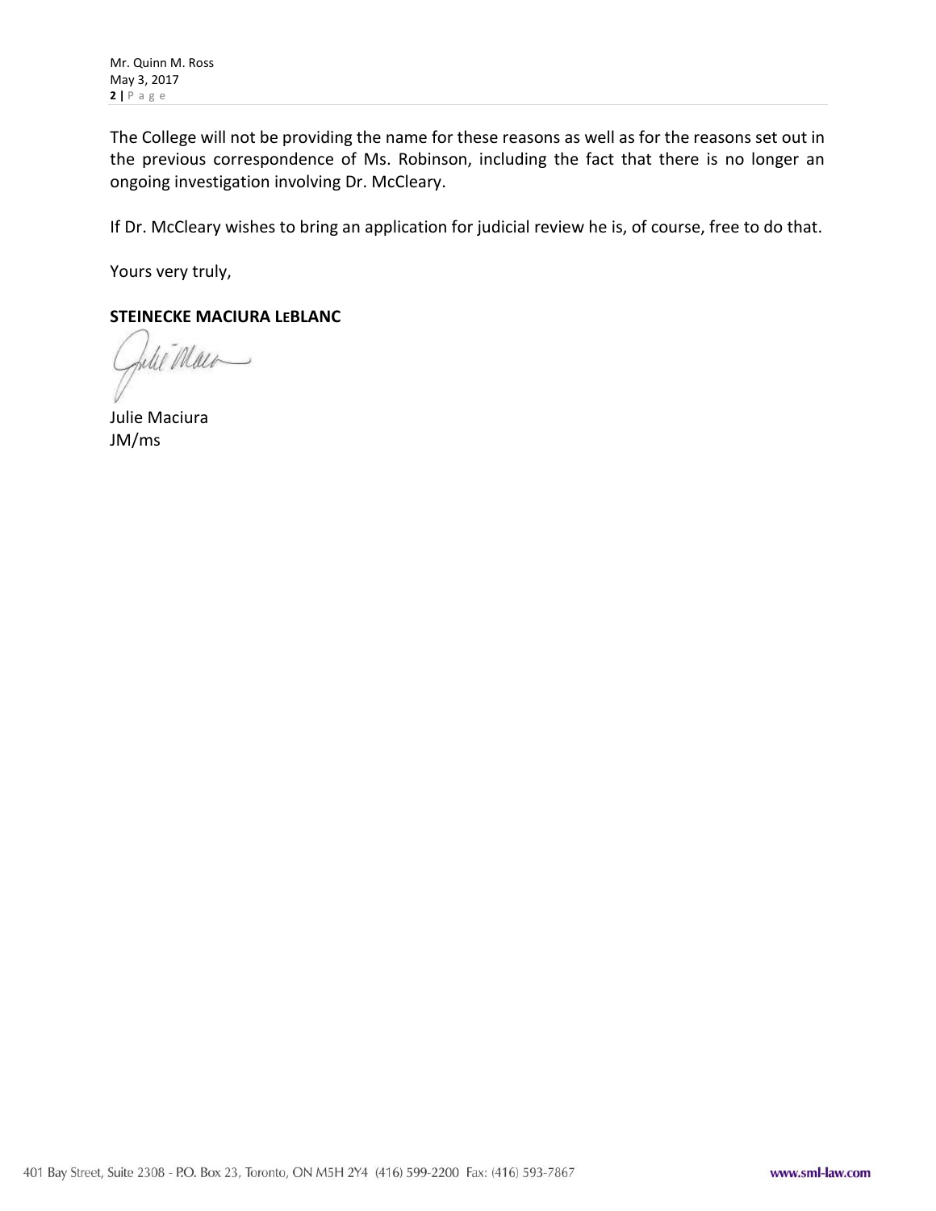The College will not be providing the name for these reasons as well as for the reasons set out in the previous correspondence of Ms. Robinson, including the fact that there is no longer an ongoing investigation involving Dr. McCleary.

If Dr. McCleary wishes to bring an application for judicial review he is, of course, free to do that.

Yours very truly,

**STEINECKE MACIURA LEBLANC**

Julie Maciura
JM/ms